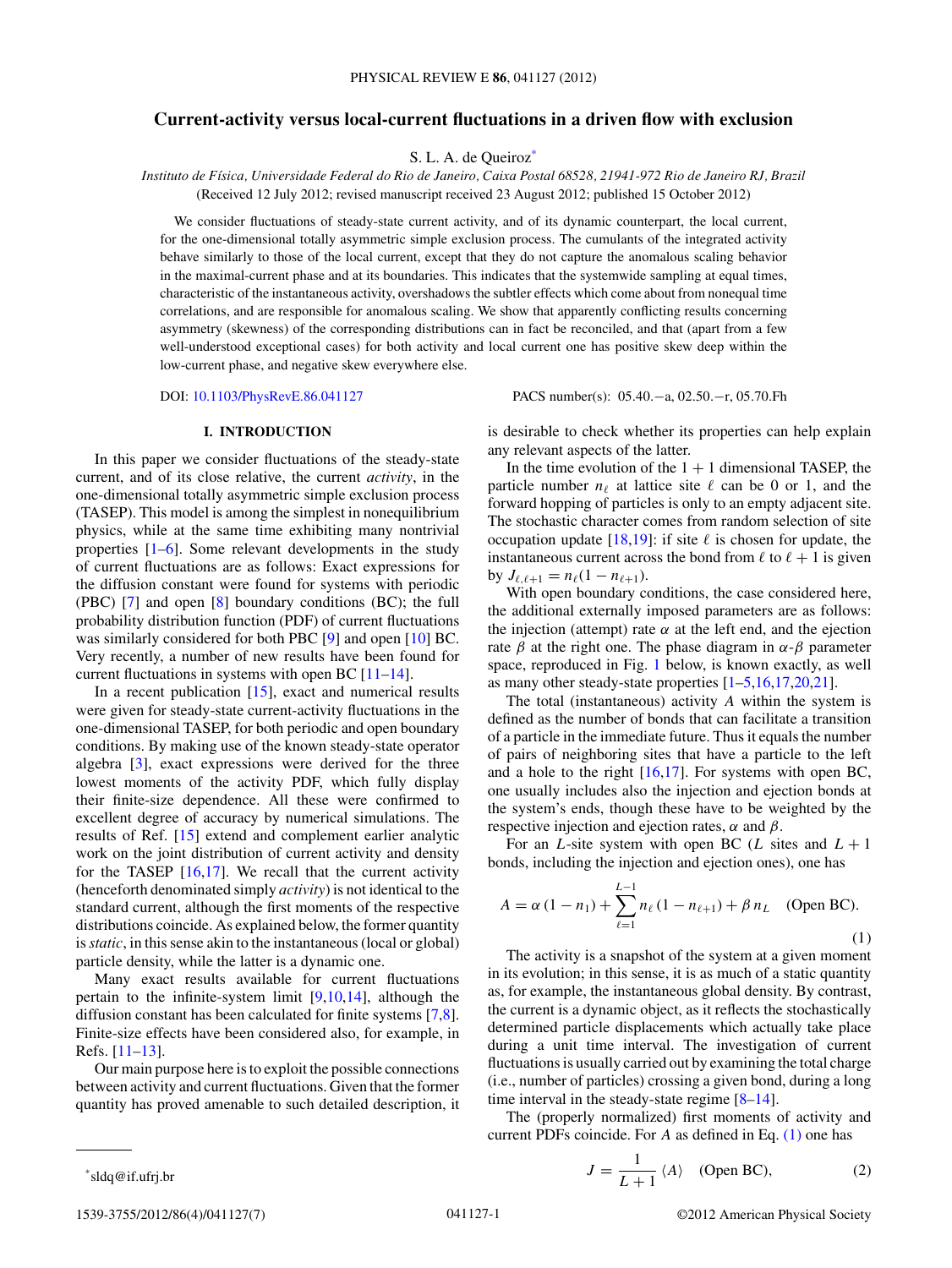# Current-activity versus local-current fluctuations in a driven flow with exclusion

S. L. A. de Queiroz*

*Instituto de Física, Universidade Federal do Rio de Janeiro, Caixa Postal 68528, 21941-972 Rio de Janeiro RJ, Brazil*

(Received 12 July 2012; revised manuscript received 23 August 2012; published 15 October 2012)

We consider fluctuations of steady-state current activity, and of its dynamic counterpart, the local current, for the one-dimensional totally asymmetric simple exclusion process. The cumulants of the integrated activity behave similarly to those of the local current, except that they do not capture the anomalous scaling behavior in the maximal-current phase and at its boundaries. This indicates that the systemwide sampling at equal times, characteristic of the instantaneous activity, overshadows the subtler effects which come about from nonequal time correlations, and are responsible for anomalous scaling. We show that apparently conflicting results concerning asymmetry (skewness) of the corresponding distributions can in fact be reconciled, and that (apart from a few well-understood exceptional cases) for both activity and local current one has positive skew deep within the low-current phase, and negative skew everywhere else.

DOI: 10.1103/PhysRevE.86.041127 PACS number(s): 05.40.−a, 02.50.−r, 05.70.Fh

## I. INTRODUCTION

In this paper we consider fluctuations of the steady-state current, and of its close relative, the current *activity*, in the one-dimensional totally asymmetric simple exclusion process (TASEP). This model is among the simplest in nonequilibrium physics, while at the same time exhibiting many nontrivial properties [1–6]. Some relevant developments in the study of current fluctuations are as follows: Exact expressions for the diffusion constant were found for systems with periodic (PBC) [7] and open [8] boundary conditions (BC); the full probability distribution function (PDF) of current fluctuations was similarly considered for both PBC [9] and open [10] BC. Very recently, a number of new results have been found for current fluctuations in systems with open BC [11–14].

In a recent publication [15], exact and numerical results were given for steady-state current-activity fluctuations in the one-dimensional TASEP, for both periodic and open boundary conditions. By making use of the known steady-state operator algebra [3], exact expressions were derived for the three lowest moments of the activity PDF, which fully display their finite-size dependence. All these were confirmed to excellent degree of accuracy by numerical simulations. The results of Ref. [15] extend and complement earlier analytic work on the joint distribution of current activity and density for the TASEP [16,17]. We recall that the current activity (henceforth denominated simply *activity*) is not identical to the standard current, although the first moments of the respective distributions coincide. As explained below, the former quantity is *static*, in this sense akin to the instantaneous (local or global) particle density, while the latter is a dynamic one.

Many exact results available for current fluctuations pertain to the infinite-system limit [9,10,14], although the diffusion constant has been calculated for finite systems [7,8]. Finite-size effects have been considered also, for example, in Refs. [11–13].

Our main purpose here is to exploit the possible connections between activity and current fluctuations. Given that the former quantity has proved amenable to such detailed description, it is desirable to check whether its properties can help explain any relevant aspects of the latter.

In the time evolution of the 1 + 1 dimensional TASEP, the particle number $n_\ell$ at lattice site $\ell$ can be 0 or 1, and the forward hopping of particles is only to an empty adjacent site. The stochastic character comes from random selection of site occupation update [18,19]: if site $\ell$ is chosen for update, the instantaneous current across the bond from $\ell$ to $\ell+1$ is given by $J_{\ell,\ell+1} = n_\ell(1-n_{\ell+1})$.

With open boundary conditions, the case considered here, the additional externally imposed parameters are as follows: the injection (attempt) rate $\alpha$ at the left end, and the ejection rate $\beta$ at the right one. The phase diagram in $\alpha$-$\beta$ parameter space, reproduced in Fig. 1 below, is known exactly, as well as many other steady-state properties [1–5,16,17,20,21].

The total (instantaneous) activity $A$ within the system is defined as the number of bonds that can facilitate a transition of a particle in the immediate future. Thus it equals the number of pairs of neighboring sites that have a particle to the left and a hole to the right [16,17]. For systems with open BC, one usually includes also the injection and ejection bonds at the system's ends, though these have to be weighted by the respective injection and ejection rates, $\alpha$ and $\beta$.

For an $L$-site system with open BC ($L$ sites and $L+1$ bonds, including the injection and ejection ones), one has

$$A = \alpha\,(1-n_1) + \sum_{\ell=1}^{L-1} n_\ell\,(1-n_{\ell+1}) + \beta\, n_L \quad \text{(Open BC)}. \tag{1}$$

The activity is a snapshot of the system at a given moment in its evolution; in this sense, it is as much of a static quantity as, for example, the instantaneous global density. By contrast, the current is a dynamic object, as it reflects the stochastically determined particle displacements which actually take place during a unit time interval. The investigation of current fluctuations is usually carried out by examining the total charge (i.e., number of particles) crossing a given bond, during a long time interval in the steady-state regime [8–14].

The (properly normalized) first moments of activity and current PDFs coincide. For $A$ as defined in Eq. (1) one has

$$J = \frac{1}{L+1}\,\langle A\rangle \quad \text{(Open BC)}, \tag{2}$$

*sldq@if.ufrj.br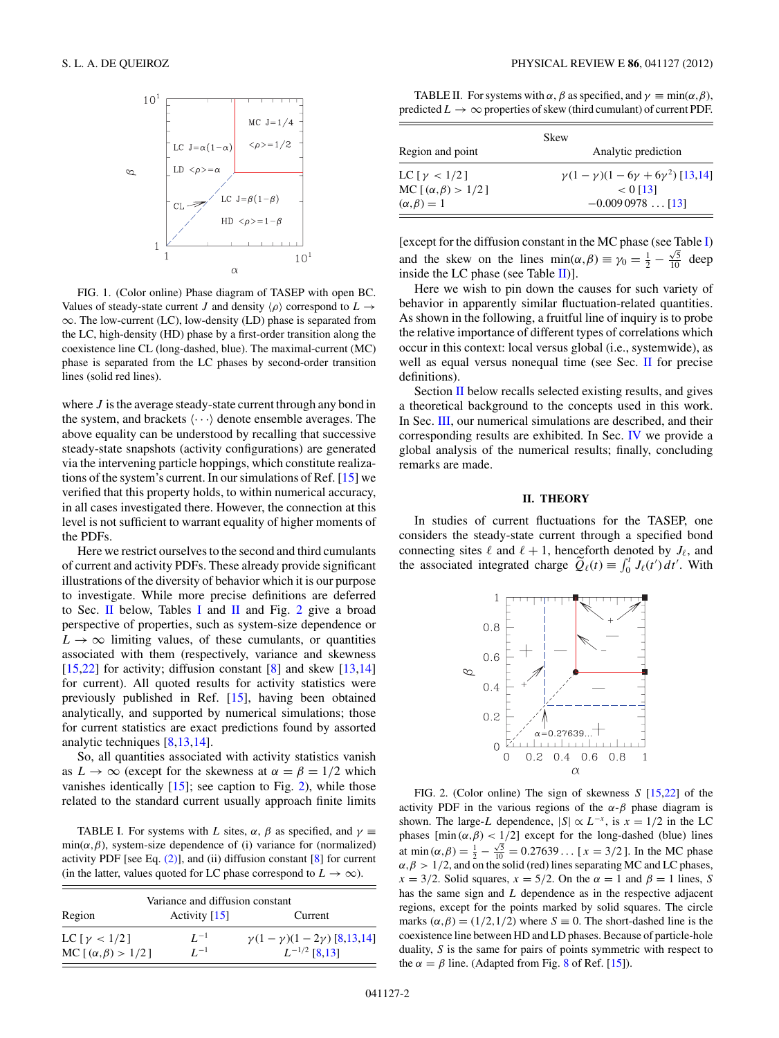FIG. 1. (Color online) Phase diagram of TASEP with open BC. Values of steady-state current $J$ and density $\langle\rho\rangle$ correspond to $L \to \infty$. The low-current (LC), low-density (LD) phase is separated from the LC, high-density (HD) phase by a first-order transition along the coexistence line CL (long-dashed, blue). The maximal-current (MC) phase is separated from the LC phases by second-order transition lines (solid red lines).

where $J$ is the average steady-state current through any bond in the system, and brackets $\langle\cdots\rangle$ denote ensemble averages. The above equality can be understood by recalling that successive steady-state snapshots (activity configurations) are generated via the intervening particle hoppings, which constitute realizations of the system's current. In our simulations of Ref. [15] we verified that this property holds, to within numerical accuracy, in all cases investigated there. However, the connection at this level is not sufficient to warrant equality of higher moments of the PDFs.

Here we restrict ourselves to the second and third cumulants of current and activity PDFs. These already provide significant illustrations of the diversity of behavior which it is our purpose to investigate. While more precise definitions are deferred to Sec. II below, Tables I and II and Fig. 2 give a broad perspective of properties, such as system-size dependence or $L \to \infty$ limiting values, of these cumulants, or quantities associated with them (respectively, variance and skewness [15,22] for activity; diffusion constant [8] and skew [13,14] for current). All quoted results for activity statistics were previously published in Ref. [15], having been obtained analytically, and supported by numerical simulations; those for current statistics are exact predictions found by assorted analytic techniques [8,13,14].

So, all quantities associated with activity statistics vanish as $L \to \infty$ (except for the skewness at $\alpha = \beta = 1/2$ which vanishes identically [15]; see caption to Fig. 2), while those related to the standard current usually approach finite limits

TABLE I. For systems with $L$ sites, $\alpha$, $\beta$ as specified, and $\gamma \equiv \min(\alpha,\beta)$, system-size dependence of (i) variance for (normalized) activity PDF [see Eq. (2)], and (ii) diffusion constant [8] for current (in the latter, values quoted for LC phase correspond to $L \to \infty$).

| Region | Variance and diffusion constant | |
|---|---|---|
| | Activity [15] | Current |
| LC [ $\gamma < 1/2$ ] | $L^{-1}$ | $\gamma(1-\gamma)(1-2\gamma)$ [8,13,14] |
| MC [ $(\alpha,\beta) > 1/2$ ] | $L^{-1}$ | $L^{-1/2}$ [8,13] |

TABLE II. For systems with $\alpha$, $\beta$ as specified, and $\gamma \equiv \min(\alpha,\beta)$, predicted $L \to \infty$ properties of skew (third cumulant) of current PDF.

| Region and point | Skew: Analytic prediction |
|---|---|
| LC [ $\gamma < 1/2$ ] | $\gamma(1-\gamma)(1-6\gamma+6\gamma^2)$ [13,14] |
| MC [ $(\alpha,\beta) > 1/2$ ] | $< 0$ [13] |
| $(\alpha,\beta) = 1$ | $-0.009\,0978\ldots$ [13] |

[except for the diffusion constant in the MC phase (see Table I) and the skew on the lines $\min(\alpha,\beta) \equiv \gamma_0 = \frac{1}{2} - \frac{\sqrt{3}}{10}$ deep inside the LC phase (see Table II)].

Here we wish to pin down the causes for such variety of behavior in apparently similar fluctuation-related quantities. As shown in the following, a fruitful line of inquiry is to probe the relative importance of different types of correlations which occur in this context: local versus global (i.e., systemwide), as well as equal versus nonequal time (see Sec. II for precise definitions).

Section II below recalls selected existing results, and gives a theoretical background to the concepts used in this work. In Sec. III, our numerical simulations are described, and their corresponding results are exhibited. In Sec. IV we provide a global analysis of the numerical results; finally, concluding remarks are made.

## II. THEORY

In studies of current fluctuations for the TASEP, one considers the steady-state current through a specified bond connecting sites $\ell$ and $\ell+1$, henceforth denoted by $J_\ell$, and the associated integrated charge $\widetilde{Q}_\ell(t) \equiv \int_0^t J_\ell(t')\,dt'$. With

FIG. 2. (Color online) The sign of skewness $S$ [15,22] of the activity PDF in the various regions of the $\alpha$-$\beta$ phase diagram is shown. The large-$L$ dependence, $|S| \propto L^{-x}$, is $x = 1/2$ in the LC phases [$\min(\alpha,\beta) < 1/2$] except for the long-dashed (blue) lines at $\min(\alpha,\beta) = \frac{1}{2} - \frac{\sqrt{5}}{10} = 0.27639\ldots$ [$x = 3/2$]. In the MC phase $\alpha,\beta > 1/2$, and on the solid (red) lines separating MC and LC phases, $x = 3/2$. Solid squares, $x = 5/2$. On the $\alpha = 1$ and $\beta = 1$ lines, $S$ has the same sign and $L$ dependence as in the respective adjacent regions, except for the points marked by solid squares. The circle marks $(\alpha,\beta) = (1/2,1/2)$ where $S \equiv 0$. The short-dashed line is the coexistence line between HD and LD phases. Because of particle-hole duality, $S$ is the same for pairs of points symmetric with respect to the $\alpha = \beta$ line. (Adapted from Fig. 8 of Ref. [15]).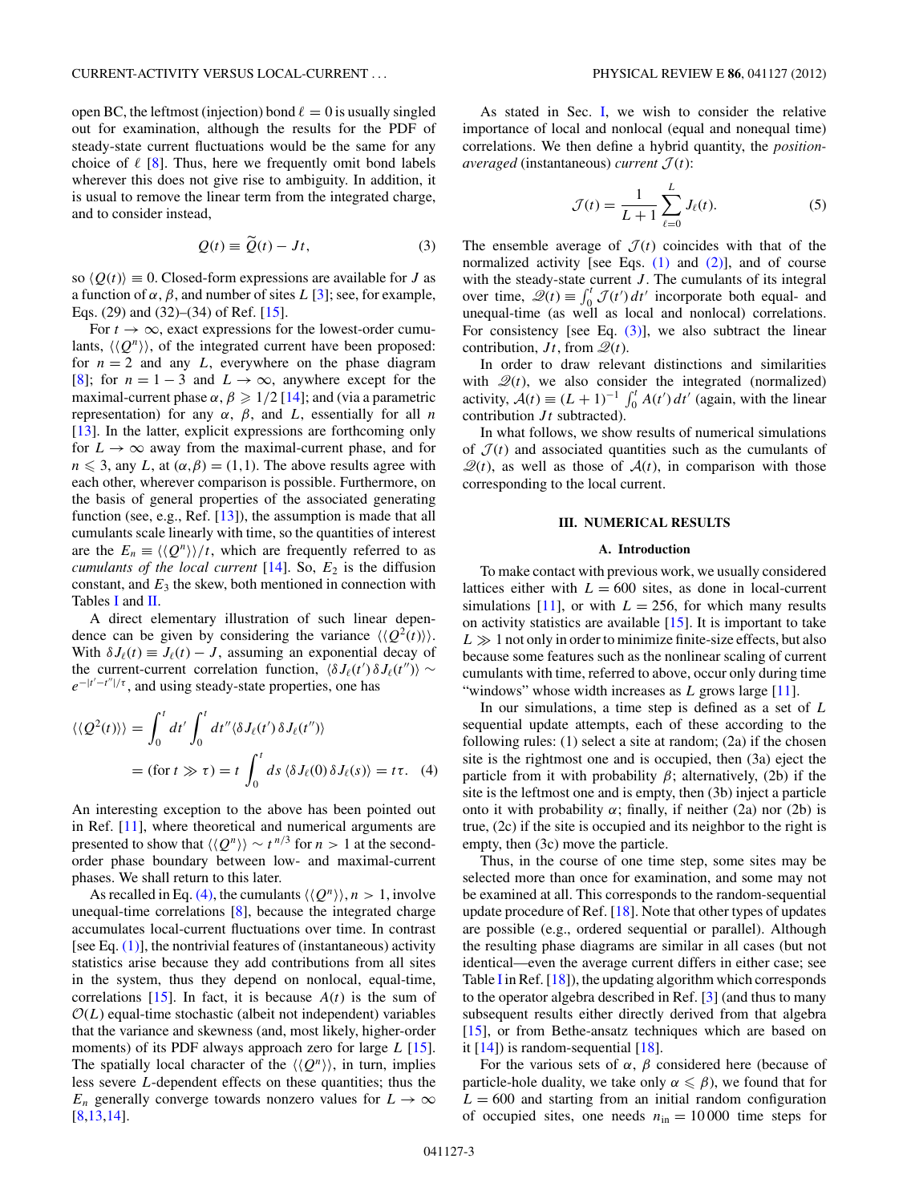open BC, the leftmost (injection) bond $\ell = 0$ is usually singled out for examination, although the results for the PDF of steady-state current fluctuations would be the same for any choice of $\ell$ [8]. Thus, here we frequently omit bond labels wherever this does not give rise to ambiguity. In addition, it is usual to remove the linear term from the integrated charge, and to consider instead,

$$Q(t) \equiv \widetilde{Q}(t) - Jt, \tag{3}$$

so $\langle Q(t)\rangle \equiv 0$. Closed-form expressions are available for $J$ as a function of $\alpha$, $\beta$, and number of sites $L$ [3]; see, for example, Eqs. (29) and (32)–(34) of Ref. [15].

For $t \to \infty$, exact expressions for the lowest-order cumulants, $\langle\langle Q^n \rangle\rangle$, of the integrated current have been proposed: for $n = 2$ and any $L$, everywhere on the phase diagram [8]; for $n = 1-3$ and $L \to \infty$, anywhere except for the maximal-current phase $\alpha, \beta \geqslant 1/2$ [14]; and (via a parametric representation) for any $\alpha$, $\beta$, and $L$, essentially for all $n$ [13]. In the latter, explicit expressions are forthcoming only for $L \to \infty$ away from the maximal-current phase, and for $n \leqslant 3$, any $L$, at $(\alpha,\beta) = (1,1)$. The above results agree with each other, wherever comparison is possible. Furthermore, on the basis of general properties of the associated generating function (see, e.g., Ref. [13]), the assumption is made that all cumulants scale linearly with time, so the quantities of interest are the $E_n \equiv \langle\langle Q^n \rangle\rangle/t$, which are frequently referred to as *cumulants of the local current* [14]. So, $E_2$ is the diffusion constant, and $E_3$ the skew, both mentioned in connection with Tables I and II.

A direct elementary illustration of such linear dependence can be given by considering the variance $\langle\langle Q^2(t)\rangle\rangle$. With $\delta J_\ell(t) \equiv J_\ell(t) - J$, assuming an exponential decay of the current-current correlation function, $\langle \delta J_\ell(t')\, \delta J_\ell(t'')\rangle \sim e^{-|t'-t''|/\tau}$, and using steady-state properties, one has

$$\begin{aligned}\langle\langle Q^2(t)\rangle\rangle &= \int_0^t dt' \int_0^t dt'' \langle \delta J_\ell(t')\, \delta J_\ell(t'')\rangle \\ &= (\text{for } t \gg \tau) = t \int_0^t ds\, \langle \delta J_\ell(0)\, \delta J_\ell(s)\rangle = t\tau. \end{aligned} \tag{4}$$

An interesting exception to the above has been pointed out in Ref. [11], where theoretical and numerical arguments are presented to show that $\langle\langle Q^n \rangle\rangle \sim t^{n/3}$ for $n > 1$ at the second-order phase boundary between low- and maximal-current phases. We shall return to this later.

As recalled in Eq. (4), the cumulants $\langle\langle Q^n \rangle\rangle$, $n > 1$, involve unequal-time correlations [8], because the integrated charge accumulates local-current fluctuations over time. In contrast [see Eq. (1)], the nontrivial features of (instantaneous) activity statistics arise because they add contributions from all sites in the system, thus they depend on nonlocal, equal-time, correlations [15]. In fact, it is because $A(t)$ is the sum of $\mathcal{O}(L)$ equal-time stochastic (albeit not independent) variables that the variance and skewness (and, most likely, higher-order moments) of its PDF always approach zero for large $L$ [15]. The spatially local character of the $\langle\langle Q^n \rangle\rangle$, in turn, implies less severe $L$-dependent effects on these quantities; thus the $E_n$ generally converge towards nonzero values for $L \to \infty$ [8,13,14].

As stated in Sec. I, we wish to consider the relative importance of local and nonlocal (equal and nonequal time) correlations. We then define a hybrid quantity, the *position-averaged* (instantaneous) *current* $\mathcal{J}(t)$:

$$\mathcal{J}(t) = \frac{1}{L+1} \sum_{\ell=0}^{L} J_\ell(t). \tag{5}$$

The ensemble average of $\mathcal{J}(t)$ coincides with that of the normalized activity [see Eqs. (1) and (2)], and of course with the steady-state current $J$. The cumulants of its integral over time, $\mathcal{Q}(t) \equiv \int_0^t \mathcal{J}(t')\, dt'$ incorporate both equal- and unequal-time (as well as local and nonlocal) correlations. For consistency [see Eq. (3)], we also subtract the linear contribution, $Jt$, from $\mathcal{Q}(t)$.

In order to draw relevant distinctions and similarities with $\mathcal{Q}(t)$, we also consider the integrated (normalized) activity, $\mathcal{A}(t) \equiv (L+1)^{-1} \int_0^t A(t')\, dt'$ (again, with the linear contribution $Jt$ subtracted).

In what follows, we show results of numerical simulations of $\mathcal{J}(t)$ and associated quantities such as the cumulants of $\mathcal{Q}(t)$, as well as those of $\mathcal{A}(t)$, in comparison with those corresponding to the local current.

## III. NUMERICAL RESULTS

### A. Introduction

To make contact with previous work, we usually considered lattices either with $L = 600$ sites, as done in local-current simulations [11], or with $L = 256$, for which many results on activity statistics are available [15]. It is important to take $L \gg 1$ not only in order to minimize finite-size effects, but also because some features such as the nonlinear scaling of current cumulants with time, referred to above, occur only during time "windows" whose width increases as $L$ grows large [11].

In our simulations, a time step is defined as a set of $L$ sequential update attempts, each of these according to the following rules: (1) select a site at random; (2a) if the chosen site is the rightmost one and is occupied, then (3a) eject the particle from it with probability $\beta$; alternatively, (2b) if the site is the leftmost one and is empty, then (3b) inject a particle onto it with probability $\alpha$; finally, if neither (2a) nor (2b) is true, (2c) if the site is occupied and its neighbor to the right is empty, then (3c) move the particle.

Thus, in the course of one time step, some sites may be selected more than once for examination, and some may not be examined at all. This corresponds to the random-sequential update procedure of Ref. [18]. Note that other types of updates are possible (e.g., ordered sequential or parallel). Although the resulting phase diagrams are similar in all cases (but not identical—even the average current differs in either case; see Table I in Ref. [18]), the updating algorithm which corresponds to the operator algebra described in Ref. [3] (and thus to many subsequent results either directly derived from that algebra [15], or from Bethe-ansatz techniques which are based on it [14]) is random-sequential [18].

For the various sets of $\alpha$, $\beta$ considered here (because of particle-hole duality, we take only $\alpha \leqslant \beta$), we found that for $L = 600$ and starting from an initial random configuration of occupied sites, one needs $n_{\text{in}} = 10\,000$ time steps for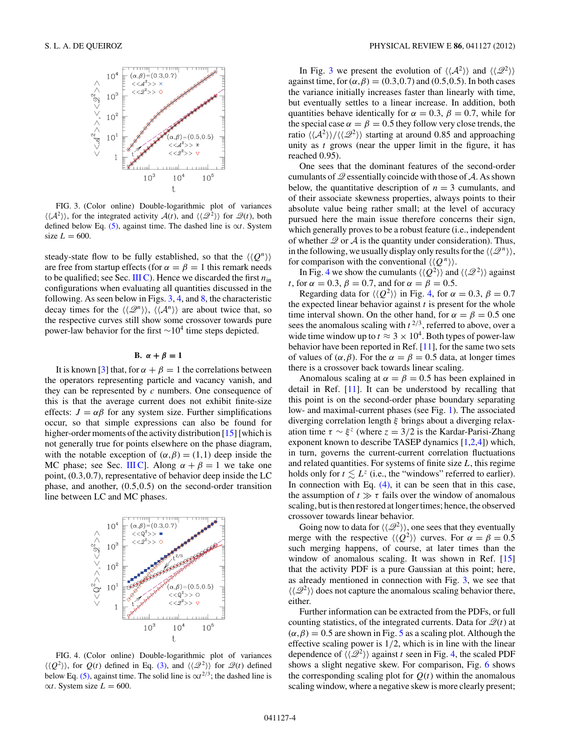FIG. 3. (Color online) Double-logarithmic plot of variances $\langle\langle \mathcal{A}^2 \rangle\rangle$, for the integrated activity $\mathcal{A}(t)$, and $\langle\langle \mathcal{Q}^2 \rangle\rangle$ for $\mathcal{Q}(t)$, both defined below Eq. (5), against time. The dashed line is $\propto t$. System size $L = 600$.

steady-state flow to be fully established, so that the $\langle\langle Q^n \rangle\rangle$ are free from startup effects (for $\alpha = \beta = 1$ this remark needs to be qualified; see Sec. III C). Hence we discarded the first $n_{\rm in}$ configurations when evaluating all quantities discussed in the following. As seen below in Figs. 3, 4, and 8, the characteristic decay times for the $\langle\langle \mathcal{Q}^n \rangle\rangle$, $\langle\langle \mathcal{A}^n \rangle\rangle$ are about twice that, so the respective curves still show some crossover towards pure power-law behavior for the first $\sim 10^4$ time steps depicted.

### B. $\alpha + \beta = 1$

It is known [3] that, for $\alpha + \beta = 1$ the correlations between the operators representing particle and vacancy vanish, and they can be represented by $c$ numbers. One consequence of this is that the average current does not exhibit finite-size effects: $J = \alpha\beta$ for any system size. Further simplifications occur, so that simple expressions can also be found for higher-order moments of the activity distribution [15] [which is not generally true for points elsewhere on the phase diagram, with the notable exception of $(\alpha,\beta) = (1,1)$ deep inside the MC phase; see Sec. III C]. Along $\alpha + \beta = 1$ we take one point, (0.3,0.7), representative of behavior deep inside the LC phase, and another, (0.5,0.5) on the second-order transition line between LC and MC phases.

FIG. 4. (Color online) Double-logarithmic plot of variances $\langle\langle Q^2 \rangle\rangle$, for $Q(t)$ defined in Eq. (3), and $\langle\langle \mathcal{Q}^2 \rangle\rangle$ for $\mathcal{Q}(t)$ defined below Eq. (5), against time. The solid line is $\propto t^{2/3}$; the dashed line is $\propto t$. System size $L = 600$.

In Fig. 3 we present the evolution of $\langle\langle \mathcal{A}^2 \rangle\rangle$ and $\langle\langle \mathcal{Q}^2 \rangle\rangle$ against time, for $(\alpha,\beta) = (0.3,0.7)$ and (0.5,0.5). In both cases the variance initially increases faster than linearly with time, but eventually settles to a linear increase. In addition, both quantities behave identically for $\alpha = 0.3$, $\beta = 0.7$, while for the special case $\alpha = \beta = 0.5$ they follow very close trends, the ratio $\langle\langle \mathcal{A}^2 \rangle\rangle / \langle\langle \mathcal{Q}^2 \rangle\rangle$ starting at around 0.85 and approaching unity as $t$ grows (near the upper limit in the figure, it has reached 0.95).

One sees that the dominant features of the second-order cumulants of $\mathcal{Q}$ essentially coincide with those of $\mathcal{A}$. As shown below, the quantitative description of $n = 3$ cumulants, and of their associate skewness properties, always points to their absolute value being rather small; at the level of accuracy pursued here the main issue therefore concerns their sign, which generally proves to be a robust feature (i.e., independent of whether $\mathcal{Q}$ or $\mathcal{A}$ is the quantity under consideration). Thus, in the following, we usually display only results for the $\langle\langle \mathcal{Q}^n \rangle\rangle$, for comparison with the conventional $\langle\langle Q^n \rangle\rangle$.

In Fig. 4 we show the cumulants $\langle\langle Q^2 \rangle\rangle$ and $\langle\langle \mathcal{Q}^2 \rangle\rangle$ against $t$, for $\alpha = 0.3$, $\beta = 0.7$, and for $\alpha = \beta = 0.5$.

Regarding data for $\langle\langle Q^2 \rangle\rangle$ in Fig. 4, for $\alpha = 0.3$, $\beta = 0.7$ the expected linear behavior against $t$ is present for the whole time interval shown. On the other hand, for $\alpha = \beta = 0.5$ one sees the anomalous scaling with $t^{2/3}$, referred to above, over a wide time window up to $t \approx 3 \times 10^4$. Both types of power-law behavior have been reported in Ref. [11], for the same two sets of values of $(\alpha,\beta)$. For the $\alpha = \beta = 0.5$ data, at longer times there is a crossover back towards linear scaling.

Anomalous scaling at $\alpha = \beta = 0.5$ has been explained in detail in Ref. [11]. It can be understood by recalling that this point is on the second-order phase boundary separating low- and maximal-current phases (see Fig. 1). The associated diverging correlation length $\xi$ brings about a diverging relaxation time $\tau \sim \xi^z$ (where $z = 3/2$ is the Kardar-Parisi-Zhang exponent known to describe TASEP dynamics [1,2,4]) which, in turn, governs the current-current correlation fluctuations and related quantities. For systems of finite size $L$, this regime holds only for $t \lesssim L^z$ (i.e., the "windows" referred to earlier). In connection with Eq. (4), it can be seen that in this case, the assumption of $t \gg \tau$ fails over the window of anomalous scaling, but is then restored at longer times; hence, the observed crossover towards linear behavior.

Going now to data for $\langle\langle \mathcal{Q}^2 \rangle\rangle$, one sees that they eventually merge with the respective $\langle\langle Q^2 \rangle\rangle$ curves. For $\alpha = \beta = 0.5$ such merging happens, of course, at later times than the window of anomalous scaling. It was shown in Ref. [15] that the activity PDF is a pure Gaussian at this point; here, as already mentioned in connection with Fig. 3, we see that $\langle\langle \mathcal{Q}^2 \rangle\rangle$ does not capture the anomalous scaling behavior there, either.

Further information can be extracted from the PDFs, or full counting statistics, of the integrated currents. Data for $\mathcal{Q}(t)$ at $(\alpha,\beta) = 0.5$ are shown in Fig. 5 as a scaling plot. Although the effective scaling power is 1/2, which is in line with the linear dependence of $\langle\langle \mathcal{Q}^2 \rangle\rangle$ against $t$ seen in Fig. 4, the scaled PDF shows a slight negative skew. For comparison, Fig. 6 shows the corresponding scaling plot for $Q(t)$ within the anomalous scaling window, where a negative skew is more clearly present;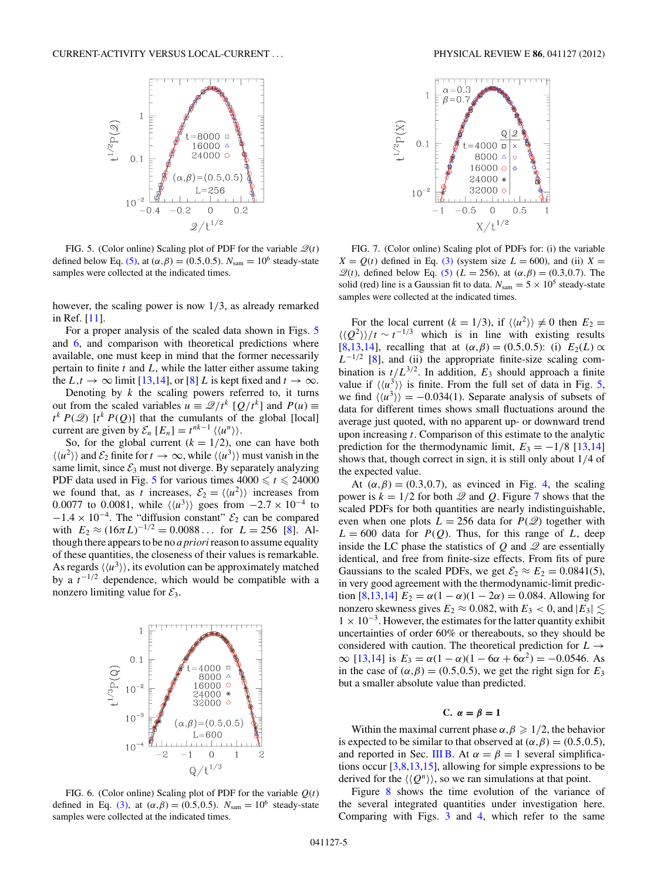FIG. 5. (Color online) Scaling plot of PDF for the variable $\mathcal{Q}(t)$ defined below Eq. (5), at $(\alpha,\beta)=(0.5,0.5)$. $N_{\rm sam}=10^6$ steady-state samples were collected at the indicated times.

however, the scaling power is now 1/3, as already remarked in Ref. [11].

For a proper analysis of the scaled data shown in Figs. 5 and 6, and comparison with theoretical predictions where available, one must keep in mind that the former necessarily pertain to finite $t$ and $L$, while the latter either assume taking the $L,t\to\infty$ limit [13,14], or for [8] $L$ is kept fixed and $t\to\infty$.

Denoting by $k$ the scaling powers referred to, it turns out from the scaled variables $u\equiv\mathcal{Q}/t^k$ $[Q/t^k]$ and $P(u)\equiv t^k\,P(\mathcal{Q})$ $[t^k\,P(Q)]$ that the cumulants of the global [local] current are given by $\mathcal{E}_n$ $[E_n]=t^{nk-1}\langle\langle u^n\rangle\rangle$.

So, for the global current ($k=1/2$), one can have both $\langle\langle u^2\rangle\rangle$ and $\mathcal{E}_2$ finite for $t\to\infty$, while $\langle\langle u^3\rangle\rangle$ must vanish in the same limit, since $\mathcal{E}_3$ must not diverge. By separately analyzing PDF data used in Fig. 5 for various times $4000\leqslant t\leqslant 24000$ we found that, as $t$ increases, $\mathcal{E}_2=\langle\langle u^2\rangle\rangle$ increases from 0.0077 to 0.0081, while $\langle\langle u^3\rangle\rangle$ goes from $-2.7\times10^{-4}$ to $-1.4\times10^{-4}$. The "diffusion constant" $\mathcal{E}_2$ can be compared with $E_2\approx(16\pi L)^{-1/2}=0.0088\ldots$ for $L=256$ [8]. Although there appears to be no *a priori* reason to assume equality of these quantities, the closeness of their values is remarkable. As regards $\langle\langle u^3\rangle\rangle$, its evolution can be approximately matched by a $t^{-1/2}$ dependence, which would be compatible with a nonzero limiting value for $\mathcal{E}_3$.

FIG. 6. (Color online) Scaling plot of PDF for the variable $Q(t)$ defined in Eq. (3), at $(\alpha,\beta)=(0.5,0.5)$. $N_{\rm sam}=10^6$ steady-state samples were collected at the indicated times.

FIG. 7. (Color online) Scaling plot of PDFs for: (i) the variable $X=Q(t)$ defined in Eq. (3) (system size $L=600$), and (ii) $X=\mathcal{Q}(t)$, defined below Eq. (5) ($L=256$), at $(\alpha,\beta)=(0.3,0.7)$. The solid (red) line is a Gaussian fit to data. $N_{\rm sam}=5\times10^5$ steady-state samples were collected at the indicated times.

For the local current ($k=1/3$), if $\langle\langle u^2\rangle\rangle\neq0$ then $E_2=\langle\langle Q^2\rangle\rangle/t\sim t^{-1/3}$ which is in line with existing results [8,13,14], recalling that at $(\alpha,\beta)=(0.5,0.5)$: (i) $E_2(L)\propto L^{-1/2}$ [8], and (ii) the appropriate finite-size scaling combination is $t/L^{3/2}$. In addition, $E_3$ should approach a finite value if $\langle\langle u^3\rangle\rangle$ is finite. From the full set of data in Fig. 5, we find $\langle\langle u^3\rangle\rangle=-0.034(1)$. Separate analysis of subsets of data for different times shows small fluctuations around the average just quoted, with no apparent up- or downward trend upon increasing $t$. Comparison of this estimate to the analytic prediction for the thermodynamic limit, $E_3=-1/8$ [13,14] shows that, though correct in sign, it is still only about 1/4 of the expected value.

At $(\alpha,\beta)=(0.3,0.7)$, as evinced in Fig. 4, the scaling power is $k=1/2$ for both $\mathcal{Q}$ and $Q$. Figure 7 shows that the scaled PDFs for both quantities are nearly indistinguishable, even when one plots $L=256$ data for $P(\mathcal{Q})$ together with $L=600$ data for $P(Q)$. Thus, for this range of $L$, deep inside the LC phase the statistics of $Q$ and $\mathcal{Q}$ are essentially identical, and free from finite-size effects. From fits of pure Gaussians to the scaled PDFs, we get $\mathcal{E}_2\approx E_2=0.0841(5)$, in very good agreement with the thermodynamic-limit prediction [8,13,14] $E_2=\alpha(1-\alpha)(1-2\alpha)=0.084$. Allowing for nonzero skewness gives $E_2\approx0.082$, with $E_3<0$, and $|E_3|\lesssim 1\times10^{-3}$. However, the estimates for the latter quantity exhibit uncertainties of order 60% or thereabouts, so they should be considered with caution. The theoretical prediction for $L\to\infty$ [13,14] is $E_3=\alpha(1-\alpha)(1-6\alpha+6\alpha^2)=-0.0546$. As in the case of $(\alpha,\beta)=(0.5,0.5)$, we get the right sign for $E_3$ but a smaller absolute value than predicted.

### C. $\alpha=\beta=1$

Within the maximal current phase $\alpha,\beta\geqslant1/2$, the behavior is expected to be similar to that observed at $(\alpha,\beta)=(0.5,0.5)$, and reported in Sec. III B. At $\alpha=\beta=1$ several simplifications occur [3,8,13,15], allowing for simple expressions to be derived for the $\langle\langle Q^n\rangle\rangle$, so we ran simulations at that point.

Figure 8 shows the time evolution of the variance of the several integrated quantities under investigation here. Comparing with Figs. 3 and 4, which refer to the same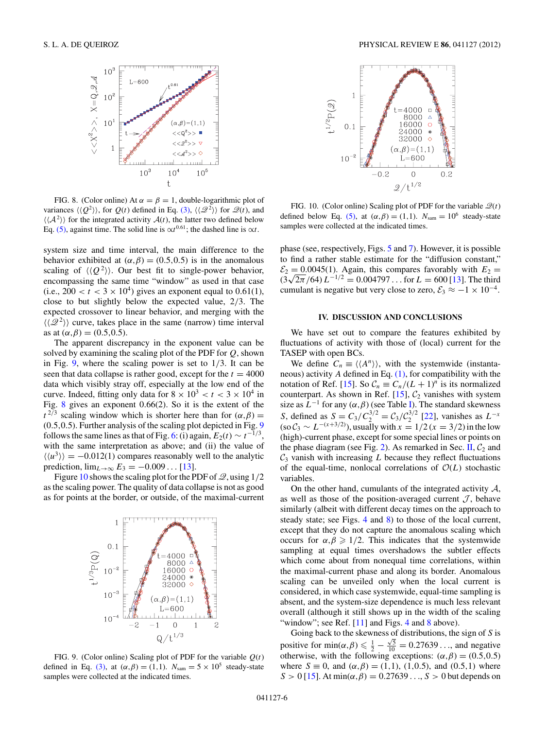FIG. 8. (Color online) At $\alpha = \beta = 1$, double-logarithmic plot of variances $\langle\langle Q^2 \rangle\rangle$, for $Q(t)$ defined in Eq. (3), $\langle\langle \mathcal{Q}^2 \rangle\rangle$ for $\mathcal{Q}(t)$, and $\langle\langle \mathcal{A}^2 \rangle\rangle$ for the integrated activity $\mathcal{A}(t)$, the latter two defined below Eq. (5), against time. The solid line is $\propto t^{0.61}$; the dashed line is $\propto t$.

system size and time interval, the main difference to the behavior exhibited at $(\alpha,\beta) = (0.5,0.5)$ is in the anomalous scaling of $\langle\langle Q^2 \rangle\rangle$. Our best fit to single-power behavior, encompassing the same time "window" as used in that case (i.e., $200 < t < 3 \times 10^4$) gives an exponent equal to 0.61(1), close to but slightly below the expected value, 2/3. The expected crossover to linear behavior, and merging with the $\langle\langle \mathcal{Q}^2 \rangle\rangle$ curve, takes place in the same (narrow) time interval as at $(\alpha,\beta) = (0.5,0.5)$.

The apparent discrepancy in the exponent value can be solved by examining the scaling plot of the PDF for $Q$, shown in Fig. 9, where the scaling power is set to 1/3. It can be seen that data collapse is rather good, except for the $t = 4000$ data which visibly stray off, especially at the low end of the curve. Indeed, fitting only data for $8 \times 10^3 < t < 3 \times 10^4$ in Fig. 8 gives an exponent 0.66(2). So it is the extent of the $t^{2/3}$ scaling window which is shorter here than for $(\alpha,\beta) = (0.5,0.5)$. Further analysis of the scaling plot depicted in Fig. 9 follows the same lines as that of Fig. 6: (i) again, $E_2(t) \sim t^{-1/3}$, with the same interpretation as above; and (ii) the value of $\langle\langle u^3 \rangle\rangle = -0.012(1)$ compares reasonably well to the analytic prediction, $\lim_{L\to\infty} E_3 = -0.009\ldots$ [13].

Figure 10 shows the scaling plot for the PDF of $\mathcal{Q}$, using 1/2 as the scaling power. The quality of data collapse is not as good as for points at the border, or outside, of the maximal-current phase (see, respectively, Figs. 5 and 7). However, it is possible to find a rather stable estimate for the "diffusion constant," $\mathcal{E}_2 = 0.0045(1)$. Again, this compares favorably with $E_2 = (3\sqrt{2\pi}/64)\, L^{-1/2} = 0.004797\ldots$ for $L = 600$ [13]. The third cumulant is negative but very close to zero, $\mathcal{E}_3 \approx -1 \times 10^{-4}$.

FIG. 9. (Color online) Scaling plot of PDF for the variable $Q(t)$ defined in Eq. (3), at $(\alpha,\beta) = (1,1)$. $N_{\rm sam} = 5 \times 10^5$ steady-state samples were collected at the indicated times.

FIG. 10. (Color online) Scaling plot of PDF for the variable $\mathcal{Q}(t)$ defined below Eq. (5), at $(\alpha,\beta) = (1,1)$. $N_{\rm sam} = 10^6$ steady-state samples were collected at the indicated times.

## IV. DISCUSSION AND CONCLUSIONS

We have set out to compare the features exhibited by fluctuations of activity with those of (local) current for the TASEP with open BCs.

We define $C_n \equiv \langle\langle A^n \rangle\rangle$, with the systemwide (instantaneous) activity $A$ defined in Eq. (1), for compatibility with the notation of Ref. [15]. So $\mathcal{C}_n \equiv C_n/(L+1)^n$ is its normalized counterpart. As shown in Ref. [15], $\mathcal{C}_2$ vanishes with system size as $L^{-1}$ for any $(\alpha,\beta)$ (see Table I). The standard skewness $S$, defined as $S = C_3/C_2^{3/2} = \mathcal{C}_3/\mathcal{C}_2^{3/2}$ [22], vanishes as $L^{-x}$ (so $\mathcal{C}_3 \sim L^{-(x+3/2)}$), usually with $x = 1/2$ ($x = 3/2$) in the low (high)-current phase, except for some special lines or points on the phase diagram (see Fig. 2). As remarked in Sec. II, $\mathcal{C}_2$ and $\mathcal{C}_3$ vanish with increasing $L$ because they reflect fluctuations of the equal-time, nonlocal correlations of $\mathcal{O}(L)$ stochastic variables.

On the other hand, cumulants of the integrated activity $\mathcal{A}$, as well as those of the position-averaged current $\mathcal{J}$, behave similarly (albeit with different decay times on the approach to steady state; see Figs. 4 and 8) to those of the local current, except that they do not capture the anomalous scaling which occurs for $\alpha,\beta \geqslant 1/2$. This indicates that the systemwide sampling at equal times overshadows the subtler effects which come about from nonequal time correlations, within the maximal-current phase and along its border. Anomalous scaling can be unveiled only when the local current is considered, in which case systemwide, equal-time sampling is absent, and the system-size dependence is much less relevant overall (although it still shows up in the width of the scaling "window"; see Ref. [11] and Figs. 4 and 8 above).

Going back to the skewness of distributions, the sign of $S$ is positive for $\min(\alpha,\beta) \leqslant \frac{1}{2} - \frac{\sqrt{5}}{10} = 0.27639\ldots$, and negative otherwise, with the following exceptions: $(\alpha,\beta) = (0.5,0.5)$ where $S \equiv 0$, and $(\alpha,\beta) = (1,1)$, $(1,0.5)$, and $(0.5,1)$ where $S > 0$ [15]. At $\min(\alpha,\beta) = 0.27639\ldots$, $S > 0$ but depends on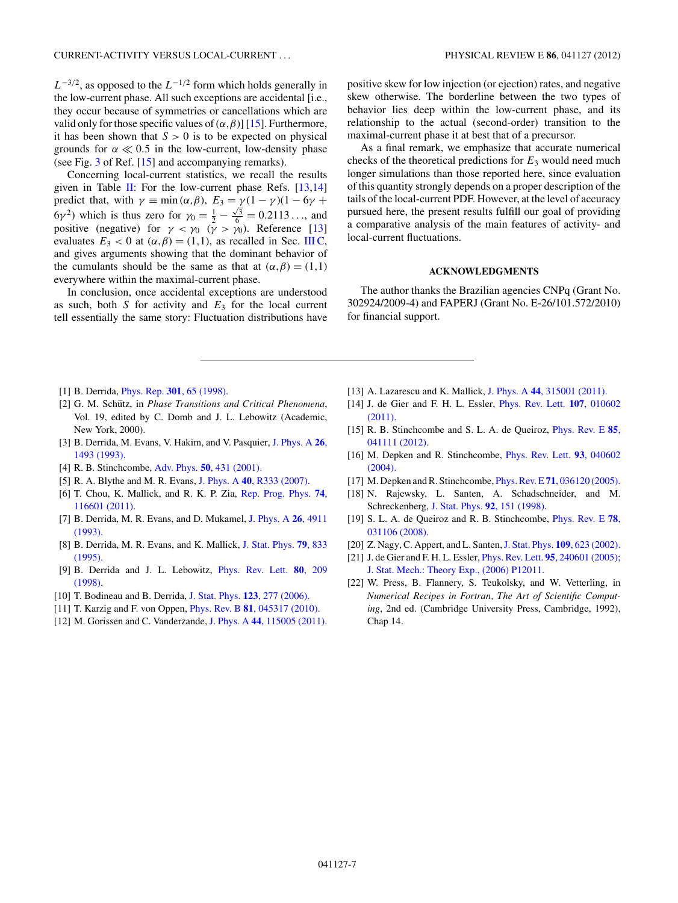$L^{-3/2}$, as opposed to the $L^{-1/2}$ form which holds generally in the low-current phase. All such exceptions are accidental [i.e., they occur because of symmetries or cancellations which are valid only for those specific values of $(\alpha,\beta)$] [15]. Furthermore, it has been shown that $S > 0$ is to be expected on physical grounds for $\alpha \ll 0.5$ in the low-current, low-density phase (see Fig. 3 of Ref. [15] and accompanying remarks).

Concerning local-current statistics, we recall the results given in Table II: For the low-current phase Refs. [13,14] predict that, with $\gamma \equiv \min(\alpha,\beta)$, $E_3 = \gamma(1-\gamma)(1-6\gamma+6\gamma^2)$ which is thus zero for $\gamma_0 = \frac{1}{2} - \frac{\sqrt{3}}{6} = 0.2113\ldots$, and positive (negative) for $\gamma < \gamma_0$ ($\gamma > \gamma_0$). Reference [13] evaluates $E_3 < 0$ at $(\alpha,\beta) = (1,1)$, as recalled in Sec. III C, and gives arguments showing that the dominant behavior of the cumulants should be the same as that at $(\alpha,\beta) = (1,1)$ everywhere within the maximal-current phase.

In conclusion, once accidental exceptions are understood as such, both $S$ for activity and $E_3$ for the local current tell essentially the same story: Fluctuation distributions have positive skew for low injection (or ejection) rates, and negative skew otherwise. The borderline between the two types of behavior lies deep within the low-current phase, and its relationship to the actual (second-order) transition to the maximal-current phase it at best that of a precursor.

As a final remark, we emphasize that accurate numerical checks of the theoretical predictions for $E_3$ would need much longer simulations than those reported here, since evaluation of this quantity strongly depends on a proper description of the tails of the local-current PDF. However, at the level of accuracy pursued here, the present results fulfill our goal of providing a comparative analysis of the main features of activity- and local-current fluctuations.

## ACKNOWLEDGMENTS

The author thanks the Brazilian agencies CNPq (Grant No. 302924/2009-4) and FAPERJ (Grant No. E-26/101.572/2010) for financial support.

---

[1] B. Derrida, Phys. Rep. **301**, 65 (1998).

[2] G. M. Schütz, in *Phase Transitions and Critical Phenomena*, Vol. 19, edited by C. Domb and J. L. Lebowitz (Academic, New York, 2000).

[3] B. Derrida, M. Evans, V. Hakim, and V. Pasquier, J. Phys. A **26**, 1493 (1993).

[4] R. B. Stinchcombe, Adv. Phys. **50**, 431 (2001).

[5] R. A. Blythe and M. R. Evans, J. Phys. A **40**, R333 (2007).

[6] T. Chou, K. Mallick, and R. K. P. Zia, Rep. Prog. Phys. **74**, 116601 (2011).

[7] B. Derrida, M. R. Evans, and D. Mukamel, J. Phys. A **26**, 4911 (1993).

[8] B. Derrida, M. R. Evans, and K. Mallick, J. Stat. Phys. **79**, 833 (1995).

[9] B. Derrida and J. L. Lebowitz, Phys. Rev. Lett. **80**, 209 (1998).

[10] T. Bodineau and B. Derrida, J. Stat. Phys. **123**, 277 (2006).

[11] T. Karzig and F. von Oppen, Phys. Rev. B **81**, 045317 (2010).

[12] M. Gorissen and C. Vanderzande, J. Phys. A **44**, 115005 (2011).

[13] A. Lazarescu and K. Mallick, J. Phys. A **44**, 315001 (2011).

[14] J. de Gier and F. H. L. Essler, Phys. Rev. Lett. **107**, 010602 (2011).

[15] R. B. Stinchcombe and S. L. A. de Queiroz, Phys. Rev. E **85**, 041111 (2012).

[16] M. Depken and R. Stinchcombe, Phys. Rev. Lett. **93**, 040602 (2004).

[17] M. Depken and R. Stinchcombe, Phys. Rev. E **71**, 036120 (2005).

[18] N. Rajewsky, L. Santen, A. Schadschneider, and M. Schreckenberg, J. Stat. Phys. **92**, 151 (1998).

[19] S. L. A. de Queiroz and R. B. Stinchcombe, Phys. Rev. E **78**, 031106 (2008).

[20] Z. Nagy, C. Appert, and L. Santen, J. Stat. Phys. **109**, 623 (2002).

[21] J. de Gier and F. H. L. Essler, Phys. Rev. Lett. **95**, 240601 (2005); J. Stat. Mech.: Theory Exp., (2006) P12011.

[22] W. Press, B. Flannery, S. Teukolsky, and W. Vetterling, in *Numerical Recipes in Fortran, The Art of Scientific Computing*, 2nd ed. (Cambridge University Press, Cambridge, 1992), Chap 14.